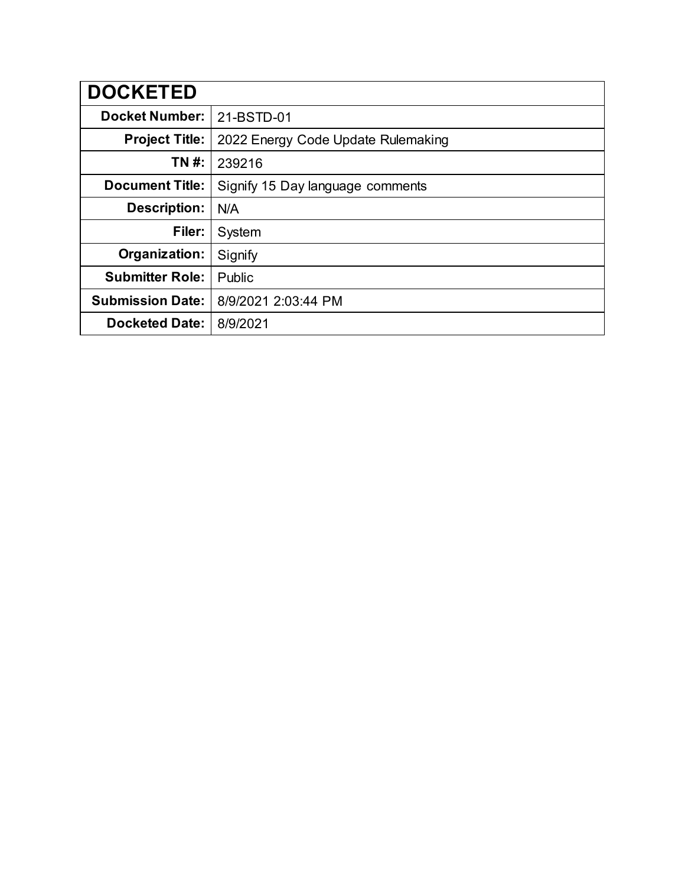| DOCKETED | |
|---|---|
| **Docket Number:** | 21-BSTD-01 |
| **Project Title:** | 2022 Energy Code Update Rulemaking |
| **TN #:** | 239216 |
| **Document Title:** | Signify 15 Day language comments |
| **Description:** | N/A |
| **Filer:** | System |
| **Organization:** | Signify |
| **Submitter Role:** | Public |
| **Submission Date:** | 8/9/2021 2:03:44 PM |
| **Docketed Date:** | 8/9/2021 |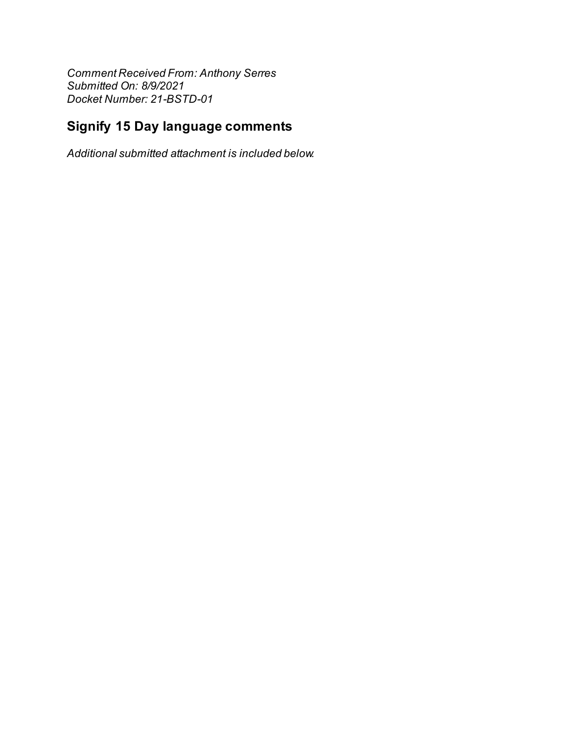*Comment Received From: Anthony Serres*
*Submitted On: 8/9/2021*
*Docket Number: 21-BSTD-01*

## Signify 15 Day language comments

*Additional submitted attachment is included below.*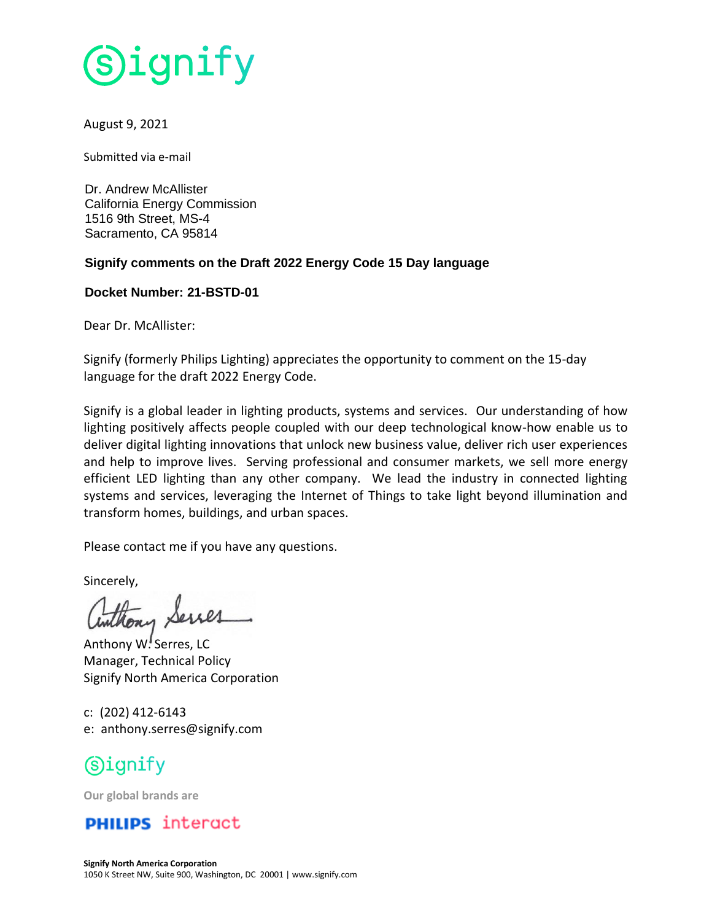# signify

August 9, 2021

Submitted via e-mail

Dr. Andrew McAllister
California Energy Commission
1516 9th Street, MS-4
Sacramento, CA 95814

**Signify comments on the Draft 2022 Energy Code 15 Day language**

**Docket Number: 21-BSTD-01**

Dear Dr. McAllister:

Signify (formerly Philips Lighting) appreciates the opportunity to comment on the 15-day language for the draft 2022 Energy Code.

Signify is a global leader in lighting products, systems and services. Our understanding of how lighting positively affects people coupled with our deep technological know-how enable us to deliver digital lighting innovations that unlock new business value, deliver rich user experiences and help to improve lives. Serving professional and consumer markets, we sell more energy efficient LED lighting than any other company. We lead the industry in connected lighting systems and services, leveraging the Internet of Things to take light beyond illumination and transform homes, buildings, and urban spaces.

Please contact me if you have any questions.

Sincerely,

Anthony W. Serres, LC
Manager, Technical Policy
Signify North America Corporation

c: (202) 412-6143
e: anthony.serres@signify.com

signify

**Our global brands are**

**PHILIPS** interact

**Signify North America Corporation**
1050 K Street NW, Suite 900, Washington, DC 20001 | www.signify.com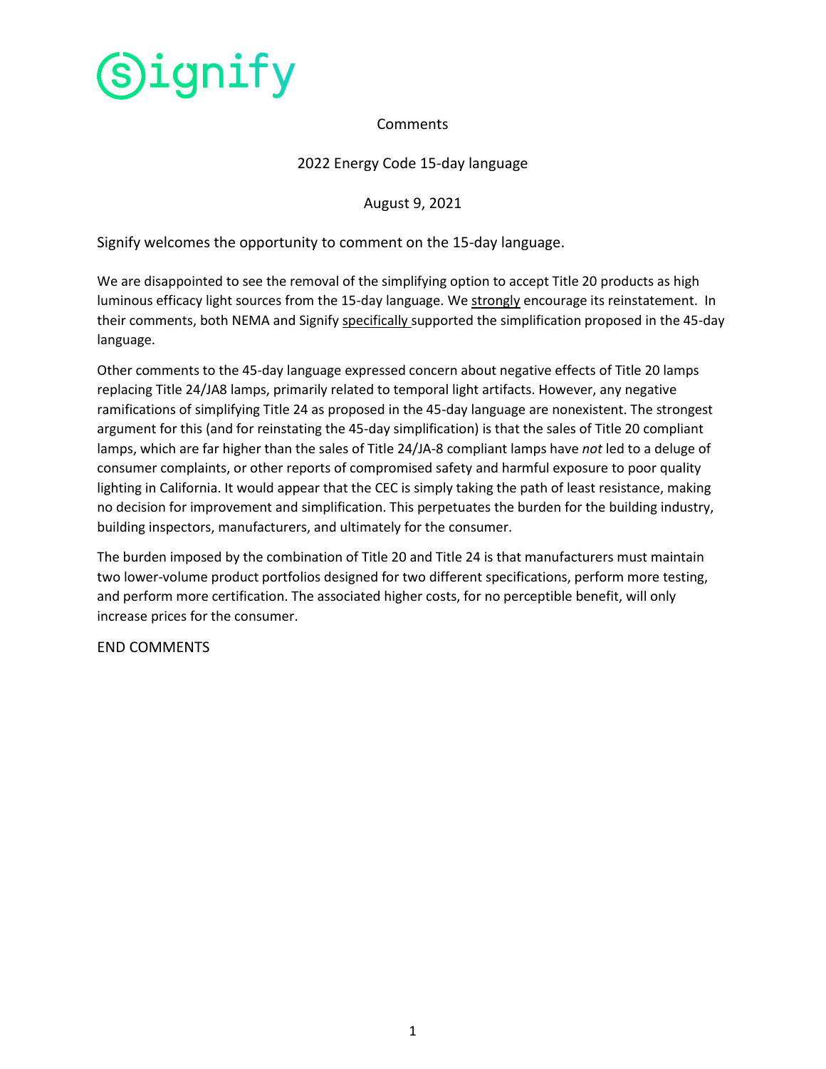signify

Comments

2022 Energy Code 15-day language

August 9, 2021

Signify welcomes the opportunity to comment on the 15-day language.

We are disappointed to see the removal of the simplifying option to accept Title 20 products as high luminous efficacy light sources from the 15-day language. We <u>strongly</u> encourage its reinstatement. In their comments, both NEMA and Signify <u>specifically</u> supported the simplification proposed in the 45-day language.

Other comments to the 45-day language expressed concern about negative effects of Title 20 lamps replacing Title 24/JA8 lamps, primarily related to temporal light artifacts. However, any negative ramifications of simplifying Title 24 as proposed in the 45-day language are nonexistent. The strongest argument for this (and for reinstating the 45-day simplification) is that the sales of Title 20 compliant lamps, which are far higher than the sales of Title 24/JA-8 compliant lamps have *not* led to a deluge of consumer complaints, or other reports of compromised safety and harmful exposure to poor quality lighting in California. It would appear that the CEC is simply taking the path of least resistance, making no decision for improvement and simplification. This perpetuates the burden for the building industry, building inspectors, manufacturers, and ultimately for the consumer.

The burden imposed by the combination of Title 20 and Title 24 is that manufacturers must maintain two lower-volume product portfolios designed for two different specifications, perform more testing, and perform more certification. The associated higher costs, for no perceptible benefit, will only increase prices for the consumer.

END COMMENTS